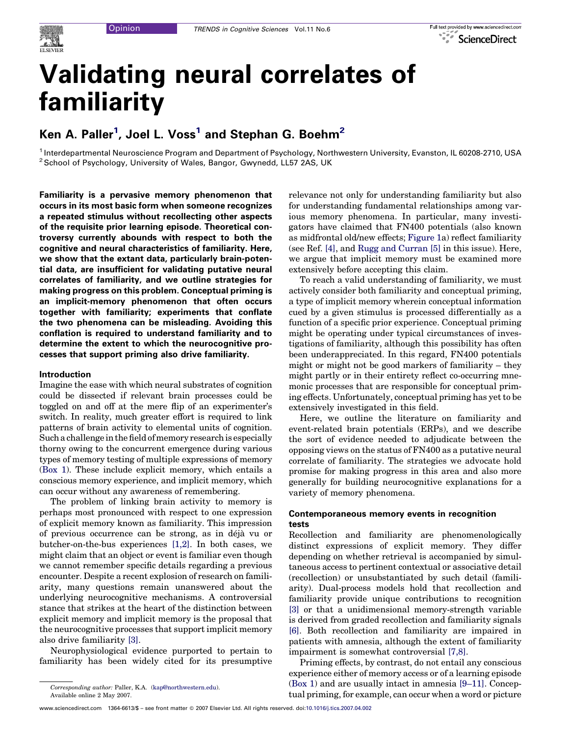# Validating neural correlates of familiarity

**Ken A. Paller[1], Joel L. Voss[1] and Stephan G. Boehm[2]**

[1] Interdepartmental Neuroscience Program and Department of Psychology, Northwestern University, Evanston, IL 60208-2710, USA
[2] School of Psychology, University of Wales, Bangor, Gwynedd, LL57 2AS, UK

**Familiarity is a pervasive memory phenomenon that occurs in its most basic form when someone recognizes a repeated stimulus without recollecting other aspects of the requisite prior learning episode. Theoretical controversy currently abounds with respect to both the cognitive and neural characteristics of familiarity. Here, we show that the extant data, particularly brain-potential data, are insufficient for validating putative neural correlates of familiarity, and we outline strategies for making progress on this problem. Conceptual priming is an implicit-memory phenomenon that often occurs together with familiarity; experiments that conflate the two phenomena can be misleading. Avoiding this conflation is required to understand familiarity and to determine the extent to which the neurocognitive processes that support priming also drive familiarity.**

## Introduction

Imagine the ease with which neural substrates of cognition could be dissected if relevant brain processes could be toggled on and off at the mere flip of an experimenter's switch. In reality, much greater effort is required to link patterns of brain activity to elemental units of cognition. Such a challenge in the field of memory research is especially thorny owing to the concurrent emergence during various types of memory testing of multiple expressions of memory (Box 1). These include explicit memory, which entails a conscious memory experience, and implicit memory, which can occur without any awareness of remembering.

The problem of linking brain activity to memory is perhaps most pronounced with respect to one expression of explicit memory known as familiarity. This impression of previous occurrence can be strong, as in déjà vu or butcher-on-the-bus experiences [1,2]. In both cases, we might claim that an object or event is familiar even though we cannot remember specific details regarding a previous encounter. Despite a recent explosion of research on familiarity, many questions remain unanswered about the underlying neurocognitive mechanisms. A controversial stance that strikes at the heart of the distinction between explicit memory and implicit memory is the proposal that the neurocognitive processes that support implicit memory also drive familiarity [3].

Neurophysiological evidence purported to pertain to familiarity has been widely cited for its presumptive relevance not only for understanding familiarity but also for understanding fundamental relationships among various memory phenomena. In particular, many investigators have claimed that FN400 potentials (also known as midfrontal old/new effects; Figure 1a) reflect familiarity (see Ref. [4], and Rugg and Curran [5] in this issue). Here, we argue that implicit memory must be examined more extensively before accepting this claim.

To reach a valid understanding of familiarity, we must actively consider both familiarity and conceptual priming, a type of implicit memory wherein conceptual information cued by a given stimulus is processed differentially as a function of a specific prior experience. Conceptual priming might be operating under typical circumstances of investigations of familiarity, although this possibility has often been underappreciated. In this regard, FN400 potentials might or might not be good markers of familiarity – they might partly or in their entirety reflect co-occurring mnemonic processes that are responsible for conceptual priming effects. Unfortunately, conceptual priming has yet to be extensively investigated in this field.

Here, we outline the literature on familiarity and event-related brain potentials (ERPs), and we describe the sort of evidence needed to adjudicate between the opposing views on the status of FN400 as a putative neural correlate of familiarity. The strategies we advocate hold promise for making progress in this area and also more generally for building neurocognitive explanations for a variety of memory phenomena.

## Contemporaneous memory events in recognition tests

Recollection and familiarity are phenomenologically distinct expressions of explicit memory. They differ depending on whether retrieval is accompanied by simultaneous access to pertinent contextual or associative detail (recollection) or unsubstantiated by such detail (familiarity). Dual-process models hold that recollection and familiarity provide unique contributions to recognition [3] or that a unidimensional memory-strength variable is derived from graded recollection and familiarity signals [6]. Both recollection and familiarity are impaired in patients with amnesia, although the extent of familiarity impairment is somewhat controversial [7,8].

Priming effects, by contrast, do not entail any conscious experience either of memory access or of a learning episode (Box 1) and are usually intact in amnesia [9–11]. Conceptual priming, for example, can occur when a word or picture

Corresponding author: Paller, K.A. (kap@northwestern.edu).
Available online 2 May 2007.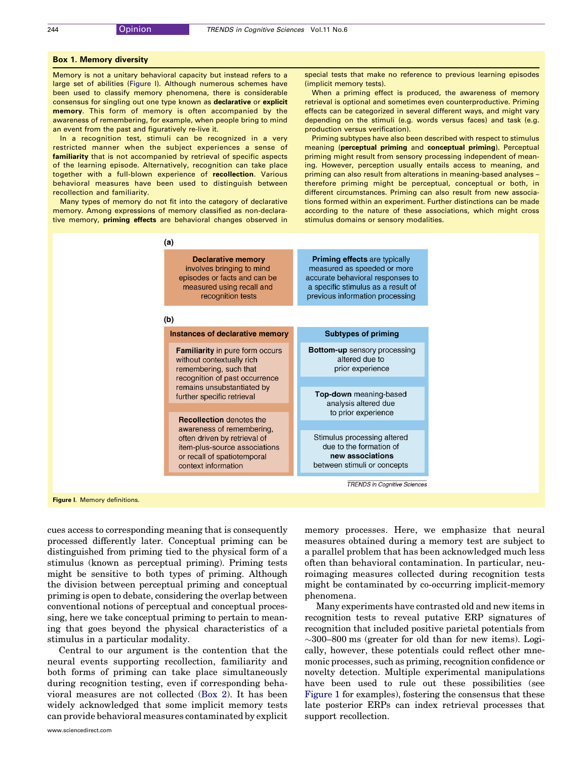## Box 1. Memory diversity

Memory is not a unitary behavioral capacity but instead refers to a large set of abilities (Figure I). Although numerous schemes have been used to classify memory phenomena, there is considerable consensus for singling out one type known as **declarative** or **explicit memory**. This form of memory is often accompanied by the awareness of remembering, for example, when people bring to mind an event from the past and figuratively re-live it.

In a recognition test, stimuli can be recognized in a very restricted manner when the subject experiences a sense of **familiarity** that is not accompanied by retrieval of specific aspects of the learning episode. Alternatively, recognition can take place together with a full-blown experience of **recollection**. Various behavioral measures have been used to distinguish between recollection and familiarity.

Many types of memory do not fit into the category of declarative memory. Among expressions of memory classified as non-declarative memory, **priming effects** are behavioral changes observed in special tests that make no reference to previous learning episodes (implicit memory tests).

When a priming effect is produced, the awareness of memory retrieval is optional and sometimes even counterproductive. Priming effects can be categorized in several different ways, and might vary depending on the stimuli (e.g. words versus faces) and task (e.g. production versus verification).

Priming subtypes have also been described with respect to stimulus meaning (**perceptual priming** and **conceptual priming**). Perceptual priming might result from sensory processing independent of meaning. However, perception usually entails access to meaning, and priming can also result from alterations in meaning-based analyses – therefore priming might be perceptual, conceptual or both, in different circumstances. Priming can also result from new associations formed within an experiment. Further distinctions can be made according to the nature of these associations, which might cross stimulus domains or sensory modalities.

**(a)**

| **Declarative memory** involves bringing to mind episodes or facts and can be measured using recall and recognition tests | **Priming effects** are typically measured as speeded or more accurate behavioral responses to a specific stimulus as a result of previous information processing |
|---|---|

**(b)**

| Instances of declarative memory | Subtypes of priming |
|---|---|
| **Familiarity** in pure form occurs without contextually rich remembering, such that recognition of past occurrence remains unsubstantiated by further specific retrieval | **Bottom-up** sensory processing altered due to prior experience |
| | **Top-down** meaning-based analysis altered due to prior experience |
| **Recollection** denotes the awareness of remembering, often driven by retrieval of item-plus-source associations or recall of spatiotemporal context information | Stimulus processing altered due to the formation of **new associations** between stimuli or concepts |

**Figure I.** Memory definitions.

cues access to corresponding meaning that is consequently processed differently later. Conceptual priming can be distinguished from priming tied to the physical form of a stimulus (known as perceptual priming). Priming tests might be sensitive to both types of priming. Although the division between perceptual priming and conceptual priming is open to debate, considering the overlap between conventional notions of perceptual and conceptual processing, here we take conceptual priming to pertain to meaning that goes beyond the physical characteristics of a stimulus in a particular modality.

Central to our argument is the contention that the neural events supporting recollection, familiarity and both forms of priming can take place simultaneously during recognition testing, even if corresponding behavioral measures are not collected (Box 2). It has been widely acknowledged that some implicit memory tests can provide behavioral measures contaminated by explicit memory processes. Here, we emphasize that neural measures obtained during a memory test are subject to a parallel problem that has been acknowledged much less often than behavioral contamination. In particular, neuroimaging measures collected during recognition tests might be contaminated by co-occurring implicit-memory phenomena.

Many experiments have contrasted old and new items in recognition tests to reveal putative ERP signatures of recognition that included positive parietal potentials from ~300–800 ms (greater for old than for new items). Logically, however, these potentials could reflect other mnemonic processes, such as priming, recognition confidence or novelty detection. Multiple experimental manipulations have been used to rule out these possibilities (see Figure 1 for examples), fostering the consensus that these late posterior ERPs can index retrieval processes that support recollection.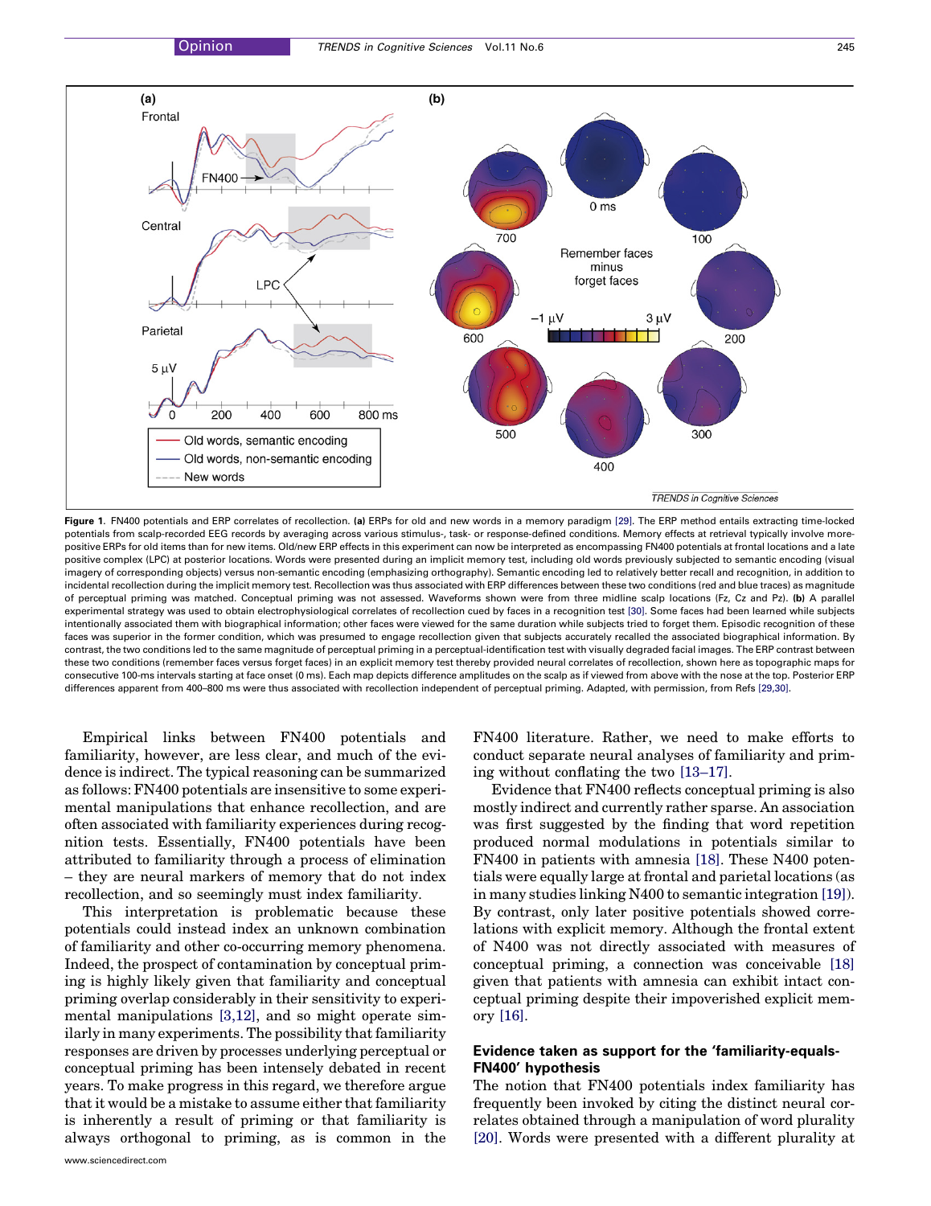Figure 1. FN400 potentials and ERP correlates of recollection. **(a)** ERPs for old and new words in a memory paradigm [29]. The ERP method entails extracting time-locked potentials from scalp-recorded EEG records by averaging across various stimulus-, task- or response-defined conditions. Memory effects at retrieval typically involve more-positive ERPs for old items than for new items. Old/new ERP effects in this experiment can now be interpreted as encompassing FN400 potentials at frontal locations and a late positive complex (LPC) at posterior locations. Words were presented during an implicit memory test, including old words previously subjected to semantic encoding (visual imagery of corresponding objects) versus non-semantic encoding (emphasizing orthography). Semantic encoding led to relatively better recall and recognition, in addition to incidental recollection during the implicit memory test. Recollection was thus associated with ERP differences between these two conditions (red and blue traces) as magnitude of perceptual priming was matched. Conceptual priming was not assessed. Waveforms shown were from three midline scalp locations (Fz, Cz and Pz). **(b)** A parallel experimental strategy was used to obtain electrophysiological correlates of recollection cued by faces in a recognition test [30]. Some faces had been learned while subjects intentionally associated them with biographical information; other faces were viewed for the same duration while subjects tried to forget them. Episodic recognition of these faces was superior in the former condition, which was presumed to engage recollection given that subjects accurately recalled the associated biographical information. By contrast, the two conditions led to the same magnitude of perceptual priming in a perceptual-identification test with visually degraded facial images. The ERP contrast between these two conditions (remember faces versus forget faces) in an explicit memory test thereby provided neural correlates of recollection, shown here as topographic maps for consecutive 100-ms intervals starting at face onset (0 ms). Each map depicts difference amplitudes on the scalp as if viewed from above with the nose at the top. Posterior ERP differences apparent from 400–800 ms were thus associated with recollection independent of perceptual priming. Adapted, with permission, from Refs [29,30].

Empirical links between FN400 potentials and familiarity, however, are less clear, and much of the evidence is indirect. The typical reasoning can be summarized as follows: FN400 potentials are insensitive to some experimental manipulations that enhance recollection, and are often associated with familiarity experiences during recognition tests. Essentially, FN400 potentials have been attributed to familiarity through a process of elimination – they are neural markers of memory that do not index recollection, and so seemingly must index familiarity.

This interpretation is problematic because these potentials could instead index an unknown combination of familiarity and other co-occurring memory phenomena. Indeed, the prospect of contamination by conceptual priming is highly likely given that familiarity and conceptual priming overlap considerably in their sensitivity to experimental manipulations [3,12], and so might operate similarly in many experiments. The possibility that familiarity responses are driven by processes underlying perceptual or conceptual priming has been intensely debated in recent years. To make progress in this regard, we therefore argue that it would be a mistake to assume either that familiarity is inherently a result of priming or that familiarity is always orthogonal to priming, as is common in the FN400 literature. Rather, we need to make efforts to conduct separate neural analyses of familiarity and priming without conflating the two [13–17].

Evidence that FN400 reflects conceptual priming is also mostly indirect and currently rather sparse. An association was first suggested by the finding that word repetition produced normal modulations in potentials similar to FN400 in patients with amnesia [18]. These N400 potentials were equally large at frontal and parietal locations (as in many studies linking N400 to semantic integration [19]). By contrast, only later positive potentials showed correlations with explicit memory. Although the frontal extent of N400 was not directly associated with measures of conceptual priming, a connection was conceivable [18] given that patients with amnesia can exhibit intact conceptual priming despite their impoverished explicit memory [16].

## Evidence taken as support for the 'familiarity-equals-FN400' hypothesis

The notion that FN400 potentials index familiarity has frequently been invoked by citing the distinct neural correlates obtained through a manipulation of word plurality [20]. Words were presented with a different plurality at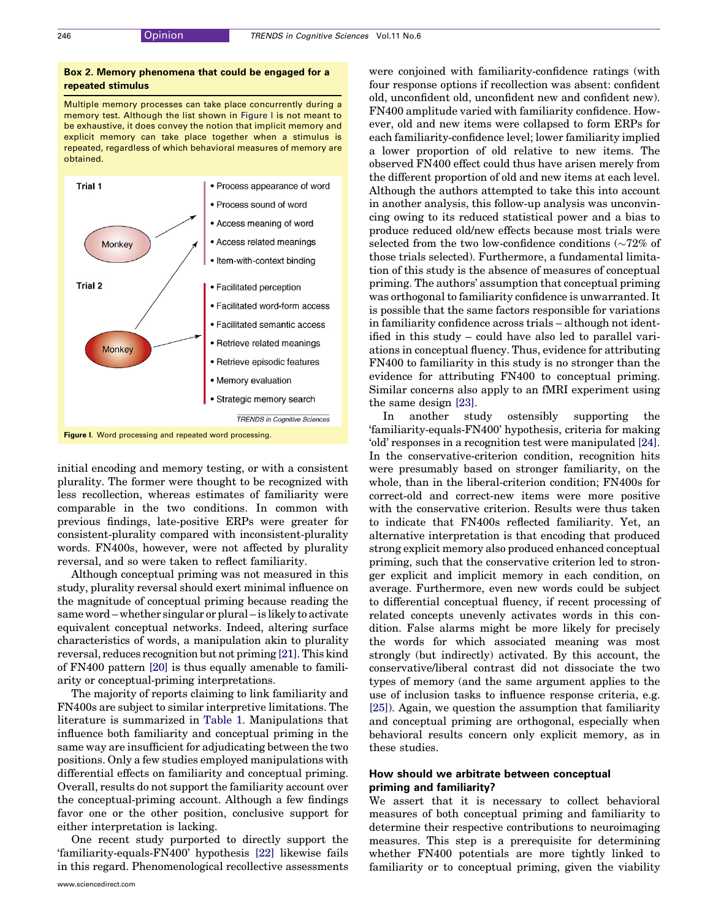**Box 2. Memory phenomena that could be engaged for a repeated stimulus**

Multiple memory processes can take place concurrently during a memory test. Although the list shown in Figure I is not meant to be exhaustive, it does convey the notion that implicit memory and explicit memory can take place together when a stimulus is repeated, regardless of which behavioral measures of memory are obtained.

Trial 1

Monkey

- Process appearance of word
- Process sound of word
- Access meaning of word
- Access related meanings
- Item-with-context binding

Trial 2

Monkey

- Facilitated perception
- Facilitated word-form access
- Facilitated semantic access
- Retrieve related meanings
- Retrieve episodic features
- Memory evaluation
- Strategic memory search

**Figure I.** Word processing and repeated word processing.

initial encoding and memory testing, or with a consistent plurality. The former were thought to be recognized with less recollection, whereas estimates of familiarity were comparable in the two conditions. In common with previous findings, late-positive ERPs were greater for consistent-plurality compared with inconsistent-plurality words. FN400s, however, were not affected by plurality reversal, and so were taken to reflect familiarity.

Although conceptual priming was not measured in this study, plurality reversal should exert minimal influence on the magnitude of conceptual priming because reading the same word – whether singular or plural – is likely to activate equivalent conceptual networks. Indeed, altering surface characteristics of words, a manipulation akin to plurality reversal, reduces recognition but not priming [21]. This kind of FN400 pattern [20] is thus equally amenable to familiarity or conceptual-priming interpretations.

The majority of reports claiming to link familiarity and FN400s are subject to similar interpretive limitations. The literature is summarized in Table 1. Manipulations that influence both familiarity and conceptual priming in the same way are insufficient for adjudicating between the two positions. Only a few studies employed manipulations with differential effects on familiarity and conceptual priming. Overall, results do not support the familiarity account over the conceptual-priming account. Although a few findings favor one or the other position, conclusive support for either interpretation is lacking.

One recent study purported to directly support the 'familiarity-equals-FN400' hypothesis [22] likewise fails in this regard. Phenomenological recollective assessments were conjoined with familiarity-confidence ratings (with four response options if recollection was absent: confident old, unconfident old, unconfident new and confident new). FN400 amplitude varied with familiarity confidence. However, old and new items were collapsed to form ERPs for each familiarity-confidence level; lower familiarity implied a lower proportion of old relative to new items. The observed FN400 effect could thus have arisen merely from the different proportion of old and new items at each level. Although the authors attempted to take this into account in another analysis, this follow-up analysis was unconvincing owing to its reduced statistical power and a bias to produce reduced old/new effects because most trials were selected from the two low-confidence conditions (~72% of those trials selected). Furthermore, a fundamental limitation of this study is the absence of measures of conceptual priming. The authors' assumption that conceptual priming was orthogonal to familiarity confidence is unwarranted. It is possible that the same factors responsible for variations in familiarity confidence across trials – although not identified in this study – could have also led to parallel variations in conceptual fluency. Thus, evidence for attributing FN400 to familiarity in this study is no stronger than the evidence for attributing FN400 to conceptual priming. Similar concerns also apply to an fMRI experiment using the same design [23].

In another study ostensibly supporting the 'familiarity-equals-FN400' hypothesis, criteria for making 'old' responses in a recognition test were manipulated [24]. In the conservative-criterion condition, recognition hits were presumably based on stronger familiarity, on the whole, than in the liberal-criterion condition; FN400s for correct-old and correct-new items were more positive with the conservative criterion. Results were thus taken to indicate that FN400s reflected familiarity. Yet, an alternative interpretation is that encoding that produced strong explicit memory also produced enhanced conceptual priming, such that the conservative criterion led to stronger explicit and implicit memory in each condition, on average. Furthermore, even new words could be subject to differential conceptual fluency, if recent processing of related concepts unevenly activates words in this condition. False alarms might be more likely for precisely the words for which associated meaning was most strongly (but indirectly) activated. By this account, the conservative/liberal contrast did not dissociate the two types of memory (and the same argument applies to the use of inclusion tasks to influence response criteria, e.g. [25]). Again, we question the assumption that familiarity and conceptual priming are orthogonal, especially when behavioral results concern only explicit memory, as in these studies.

## How should we arbitrate between conceptual priming and familiarity?

We assert that it is necessary to collect behavioral measures of both conceptual priming and familiarity to determine their respective contributions to neuroimaging measures. This step is a prerequisite for determining whether FN400 potentials are more tightly linked to familiarity or to conceptual priming, given the viability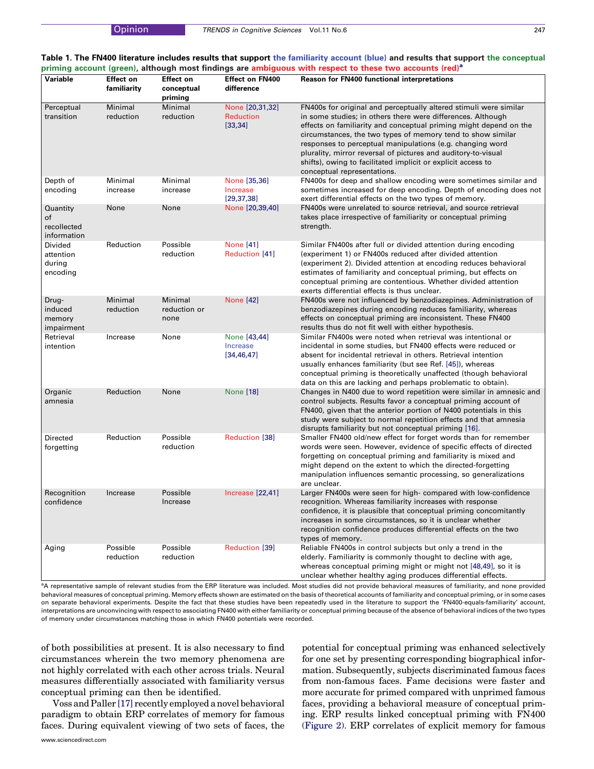**Table 1. The FN400 literature includes results that support the familiarity account (blue) and results that support the conceptual priming account (green), although most findings are ambiguous with respect to these two accounts (red)[a]**

| Variable | Effect on familiarity | Effect on conceptual priming | Effect on FN400 difference | Reason for FN400 functional interpretations |
|---|---|---|---|---|
| Perceptual transition | Minimal reduction | Minimal reduction | None [20,31,32] Reduction [33,34] | FN400s for original and perceptually altered stimuli were similar in some studies; in others there were differences. Although effects on familiarity and conceptual priming might depend on the circumstances, the two types of memory tend to show similar responses to perceptual manipulations (e.g. changing word plurality, mirror reversal of pictures and auditory-to-visual shifts), owing to facilitated implicit or explicit access to conceptual representations. |
| Depth of encoding | Minimal increase | Minimal increase | None [35,36] Increase [29,37,38] | FN400s for deep and shallow encoding were sometimes similar and sometimes increased for deep encoding. Depth of encoding does not exert differential effects on the two types of memory. |
| Quantity of recollected information | None | None | None [20,39,40] | FN400s were unrelated to source retrieval, and source retrieval takes place irrespective of familiarity or conceptual priming strength. |
| Divided attention during encoding | Reduction | Possible reduction | None [41] Reduction [41] | Similar FN400s after full or divided attention during encoding (experiment 1) or FN400s reduced after divided attention (experiment 2). Divided attention at encoding reduces behavioral estimates of familiarity and conceptual priming, but effects on conceptual priming are contentious. Whether divided attention exerts differential effects is thus unclear. |
| Drug-induced memory impairment | Minimal reduction | Minimal reduction or none | None [42] | FN400s were not influenced by benzodiazepines. Administration of benzodiazepines during encoding reduces familiarity, whereas effects on conceptual priming are inconsistent. These FN400 results thus do not fit well with either hypothesis. |
| Retrieval intention | Increase | None | None [43,44] Increase [34,46,47] | Similar FN400s were noted when retrieval was intentional or incidental in some studies, but FN400 effects were reduced or absent for incidental retrieval in others. Retrieval intention usually enhances familiarity (but see Ref. [45]), whereas conceptual priming is theoretically unaffected (though behavioral data on this are lacking and perhaps problematic to obtain). |
| Organic amnesia | Reduction | None | None [18] | Changes in N400 due to word repetition were similar in amnesic and control subjects. Results favor a conceptual priming account of FN400, given that the anterior portion of N400 potentials in this study were subject to normal repetition effects and that amnesia disrupts familiarity but not conceptual priming [16]. |
| Directed forgetting | Reduction | Possible reduction | Reduction [38] | Smaller FN400 old/new effect for forget words than for remember words were seen. However, evidence of specific effects of directed forgetting on conceptual priming and familiarity is mixed and might depend on the extent to which the directed-forgetting manipulation influences semantic processing, so generalizations are unclear. |
| Recognition confidence | Increase | Possible Increase | Increase [22,41] | Larger FN400s were seen for high- compared with low-confidence recognition. Whereas familiarity increases with response confidence, it is plausible that conceptual priming concomitantly increases in some circumstances, so it is unclear whether recognition confidence produces differential effects on the two types of memory. |
| Aging | Possible reduction | Possible reduction | Reduction [39] | Reliable FN400s in control subjects but only a trend in the elderly. Familiarity is commonly thought to decline with age, whereas conceptual priming might or might not [48,49], so it is unclear whether healthy aging produces differential effects. |

[a]A representative sample of relevant studies from the ERP literature was included. Most studies did not provide behavioral measures of familiarity, and none provided behavioral measures of conceptual priming. Memory effects shown are estimated on the basis of theoretical accounts of familiarity and conceptual priming, or in some cases on separate behavioral experiments. Despite the fact that these studies have been repeatedly used in the literature to support the 'FN400-equals-familiarity' account, interpretations are unconvincing with respect to associating FN400 with either familiarity or conceptual priming because of the absence of behavioral indices of the two types of memory under circumstances matching those in which FN400 potentials were recorded.

of both possibilities at present. It is also necessary to find circumstances wherein the two memory phenomena are not highly correlated with each other across trials. Neural measures differentially associated with familiarity versus conceptual priming can then be identified.

Voss and Paller [17] recently employed a novel behavioral paradigm to obtain ERP correlates of memory for famous faces. During equivalent viewing of two sets of faces, the potential for conceptual priming was enhanced selectively for one set by presenting corresponding biographical information. Subsequently, subjects discriminated famous faces from non-famous faces. Fame decisions were faster and more accurate for primed compared with unprimed famous faces, providing a behavioral measure of conceptual priming. ERP results linked conceptual priming with FN400 (Figure 2). ERP correlates of explicit memory for famous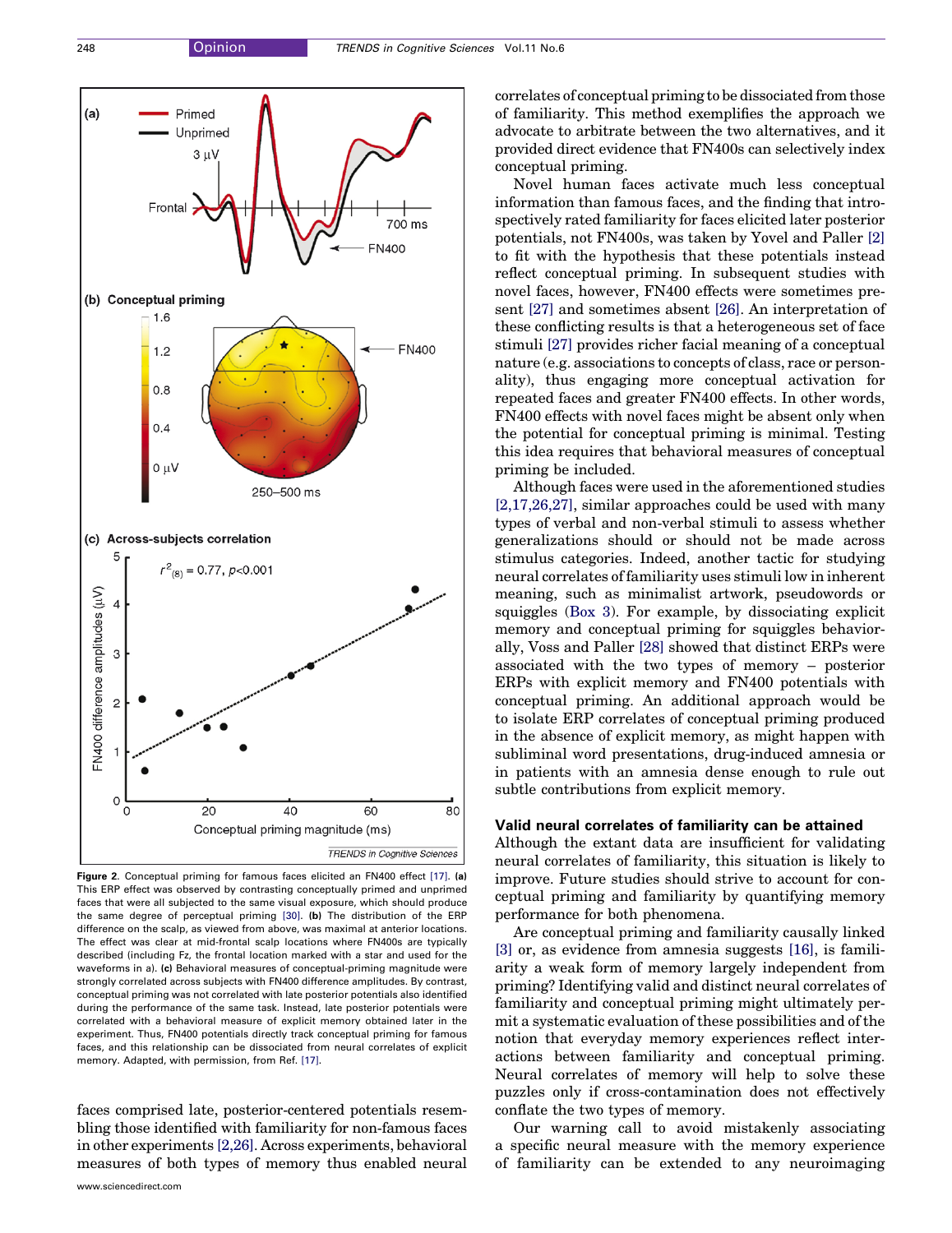Figure 2. Conceptual priming for famous faces elicited an FN400 effect [17]. **(a)** This ERP effect was observed by contrasting conceptually primed and unprimed faces that were all subjected to the same visual exposure, which should produce the same degree of perceptual priming [30]. **(b)** The distribution of the ERP difference on the scalp, as viewed from above, was maximal at anterior locations. The effect was clear at mid-frontal scalp locations where FN400s are typically described (including Fz, the frontal location marked with a star and used for the waveforms in a). **(c)** Behavioral measures of conceptual-priming magnitude were strongly correlated across subjects with FN400 difference amplitudes. By contrast, conceptual priming was not correlated with late posterior potentials also identified during the performance of the same task. Instead, late posterior potentials were correlated with a behavioral measure of explicit memory obtained later in the experiment. Thus, FN400 potentials directly track conceptual priming for famous faces, and this relationship can be dissociated from neural correlates of explicit memory. Adapted, with permission, from Ref. [17].

faces comprised late, posterior-centered potentials resembling those identified with familiarity for non-famous faces in other experiments [2,26]. Across experiments, behavioral measures of both types of memory thus enabled neural correlates of conceptual priming to be dissociated from those of familiarity. This method exemplifies the approach we advocate to arbitrate between the two alternatives, and it provided direct evidence that FN400s can selectively index conceptual priming.

Novel human faces activate much less conceptual information than famous faces, and the finding that introspectively rated familiarity for faces elicited later posterior potentials, not FN400s, was taken by Yovel and Paller [2] to fit with the hypothesis that these potentials instead reflect conceptual priming. In subsequent studies with novel faces, however, FN400 effects were sometimes present [27] and sometimes absent [26]. An interpretation of these conflicting results is that a heterogeneous set of face stimuli [27] provides richer facial meaning of a conceptual nature (e.g. associations to concepts of class, race or personality), thus engaging more conceptual activation for repeated faces and greater FN400 effects. In other words, FN400 effects with novel faces might be absent only when the potential for conceptual priming is minimal. Testing this idea requires that behavioral measures of conceptual priming be included.

Although faces were used in the aforementioned studies [2,17,26,27], similar approaches could be used with many types of verbal and non-verbal stimuli to assess whether generalizations should or should not be made across stimulus categories. Indeed, another tactic for studying neural correlates of familiarity uses stimuli low in inherent meaning, such as minimalist artwork, pseudowords or squiggles (Box 3). For example, by dissociating explicit memory and conceptual priming for squiggles behaviorally, Voss and Paller [28] showed that distinct ERPs were associated with the two types of memory – posterior ERPs with explicit memory and FN400 potentials with conceptual priming. An additional approach would be to isolate ERP correlates of conceptual priming produced in the absence of explicit memory, as might happen with subliminal word presentations, drug-induced amnesia or in patients with an amnesia dense enough to rule out subtle contributions from explicit memory.

## Valid neural correlates of familiarity can be attained

Although the extant data are insufficient for validating neural correlates of familiarity, this situation is likely to improve. Future studies should strive to account for conceptual priming and familiarity by quantifying memory performance for both phenomena.

Are conceptual priming and familiarity causally linked [3] or, as evidence from amnesia suggests [16], is familiarity a weak form of memory largely independent from priming? Identifying valid and distinct neural correlates of familiarity and conceptual priming might ultimately permit a systematic evaluation of these possibilities and of the notion that everyday memory experiences reflect interactions between familiarity and conceptual priming. Neural correlates of memory will help to solve these puzzles only if cross-contamination does not effectively conflate the two types of memory.

Our warning call to avoid mistakenly associating a specific neural measure with the memory experience of familiarity can be extended to any neuroimaging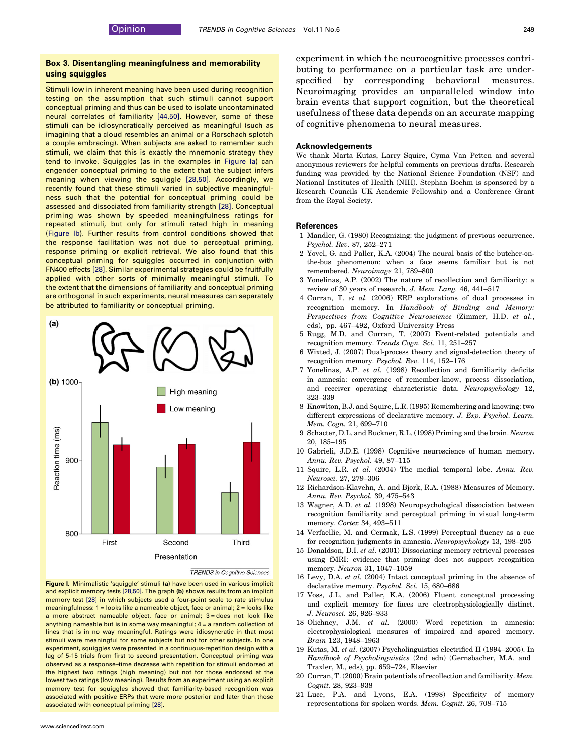### Box 3. Disentangling meaningfulness and memorability using squiggles

Stimuli low in inherent meaning have been used during recognition testing on the assumption that such stimuli cannot support conceptual priming and thus can be used to isolate uncontaminated neural correlates of familiarity [44,50]. However, some of these stimuli can be idiosyncratically perceived as meaningful (such as imagining that a cloud resembles an animal or a Rorschach splotch a couple embracing). When subjects are asked to remember such stimuli, we claim that this is exactly the mnemonic strategy they tend to invoke. Squiggles (as in the examples in Figure Ia) can engender conceptual priming to the extent that the subject infers meaning when viewing the squiggle [28,50]. Accordingly, we recently found that these stimuli varied in subjective meaningfulness such that the potential for conceptual priming could be assessed and dissociated from familiarity strength [28]. Conceptual priming was shown by speeded meaningfulness ratings for repeated stimuli, but only for stimuli rated high in meaning (Figure Ib). Further results from control conditions showed that the response facilitation was not due to perceptual priming, response priming or explicit retrieval. We also found that this conceptual priming for squiggles occurred in conjunction with FN400 effects [28]. Similar experimental strategies could be fruitfully applied with other sorts of minimally meaningful stimuli. To the extent that the dimensions of familiarity and conceptual priming are orthogonal in such experiments, neural measures can separately be attributed to familiarity or conceptual priming.

Figure I. Minimalistic 'squiggle' stimuli **(a)** have been used in various implicit and explicit memory tests [28,50]. The graph **(b)** shows results from an implicit memory test [28] in which subjects used a four-point scale to rate stimulus meaningfulness: 1 = looks like a nameable object, face or animal; 2 = looks like a more abstract nameable object, face or animal; 3 = does not look like anything nameable but is in some way meaningful; 4 = a random collection of lines that is in no way meaningful. Ratings were idiosyncratic in that most stimuli were meaningful for some subjects but not for other subjects. In one experiment, squiggles were presented in a continuous-repetition design with a lag of 5-15 trials from first to second presentation. Conceptual priming was observed as a response–time decrease with repetition for stimuli endorsed at the highest two ratings (high meaning) but not for those endorsed at the lowest two ratings (low meaning). Results from an experiment using an explicit memory test for squiggles showed that familiarity-based recognition was associated with positive ERPs that were more posterior and later than those associated with conceptual priming [28].

experiment in which the neurocognitive processes contributing to performance on a particular task are underspecified by corresponding behavioral measures. Neuroimaging provides an unparalleled window into brain events that support cognition, but the theoretical usefulness of these data depends on an accurate mapping of cognitive phenomena to neural measures.

## Acknowledgements

We thank Marta Kutas, Larry Squire, Cyma Van Petten and several anonymous reviewers for helpful comments on previous drafts. Research funding was provided by the National Science Foundation (NSF) and National Institutes of Health (NIH). Stephan Boehm is sponsored by a Research Councils UK Academic Fellowship and a Conference Grant from the Royal Society.

## References

1 Mandler, G. (1980) Recognizing: the judgment of previous occurrence. *Psychol. Rev.* 87, 252–271
2 Yovel, G. and Paller, K.A. (2004) The neural basis of the butcher-on-the-bus phenomenon: when a face seems familiar but is not remembered. *Neuroimage* 21, 789–800
3 Yonelinas, A.P. (2002) The nature of recollection and familiarity: a review of 30 years of research. *J. Mem. Lang.* 46, 441–517
4 Curran, T. *et al.* (2006) ERP explorations of dual processes in recognition memory. In *Handbook of Binding and Memory: Perspectives from Cognitive Neuroscience* (Zimmer, H.D. *et al.*, eds), pp. 467–492, Oxford University Press
5 Rugg, M.D. and Curran, T. (2007) Event-related potentials and recognition memory. *Trends Cogn. Sci.* 11, 251–257
6 Wixted, J. (2007) Dual-process theory and signal-detection theory of recognition memory. *Psychol. Rev.* 114, 152–176
7 Yonelinas, A.P. *et al.* (1998) Recollection and familiarity deficits in amnesia: convergence of remember-know, process dissociation, and receiver operating characteristic data. *Neuropsychology* 12, 323–339
8 Knowlton, B.J. and Squire, L.R. (1995) Remembering and knowing: two different expressions of declarative memory. *J. Exp. Psychol. Learn. Mem. Cogn.* 21, 699–710
9 Schacter, D.L. and Buckner, R.L. (1998) Priming and the brain. *Neuron* 20, 185–195
10 Gabrieli, J.D.E. (1998) Cognitive neuroscience of human memory. *Annu. Rev. Psychol.* 49, 87–115
11 Squire, L.R. *et al.* (2004) The medial temporal lobe. *Annu. Rev. Neurosci.* 27, 279–306
12 Richardson-Klavehn, A. and Bjork, R.A. (1988) Measures of Memory. *Annu. Rev. Psychol.* 39, 475–543
13 Wagner, A.D. *et al.* (1998) Neuropsychological dissociation between recognition familiarity and perceptual priming in visual long-term memory. *Cortex* 34, 493–511
14 Verfaellie, M. and Cermak, L.S. (1999) Perceptual fluency as a cue for recognition judgments in amnesia. *Neuropsychology* 13, 198–205
15 Donaldson, D.I. *et al.* (2001) Dissociating memory retrieval processes using fMRI: evidence that priming does not support recognition memory. *Neuron* 31, 1047–1059
16 Levy, D.A. *et al.* (2004) Intact conceptual priming in the absence of declarative memory. *Psychol. Sci.* 15, 680–686
17 Voss, J.L. and Paller, K.A. (2006) Fluent conceptual processing and explicit memory for faces are electrophysiologically distinct. *J. Neurosci.* 26, 926–933
18 Olichney, J.M. *et al.* (2000) Word repetition in amnesia: electrophysiological measures of impaired and spared memory. *Brain* 123, 1948–1963
19 Kutas, M. *et al.* (2007) Psycholinguistics electrified II (1994–2005). In *Handbook of Psycholinguistics* (2nd edn) (Gernsbacher, M.A. and Traxler, M., eds), pp. 659–724, Elsevier
20 Curran, T. (2000) Brain potentials of recollection and familiarity. *Mem. Cognit.* 28, 923–938
21 Luce, P.A. and Lyons, E.A. (1998) Specificity of memory representations for spoken words. *Mem. Cognit.* 26, 708–715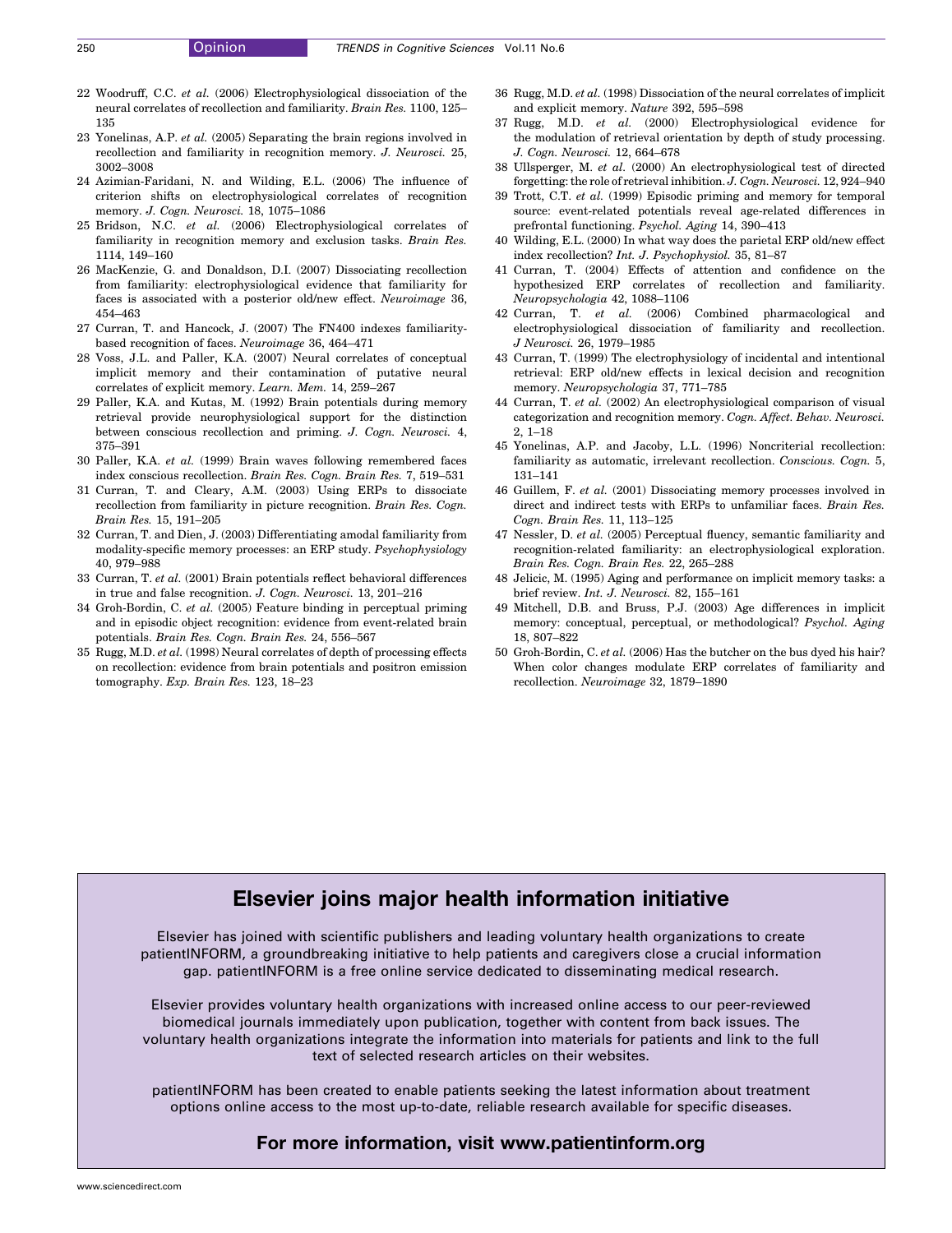22 Woodruff, C.C. *et al.* (2006) Electrophysiological dissociation of the neural correlates of recollection and familiarity. *Brain Res.* 1100, 125–135

23 Yonelinas, A.P. *et al.* (2005) Separating the brain regions involved in recollection and familiarity in recognition memory. *J. Neurosci.* 25, 3002–3008

24 Azimian-Faridani, N. and Wilding, E.L. (2006) The influence of criterion shifts on electrophysiological correlates of recognition memory. *J. Cogn. Neurosci.* 18, 1075–1086

25 Bridson, N.C. *et al.* (2006) Electrophysiological correlates of familiarity in recognition memory and exclusion tasks. *Brain Res.* 1114, 149–160

26 MacKenzie, G. and Donaldson, D.I. (2007) Dissociating recollection from familiarity: electrophysiological evidence that familiarity for faces is associated with a posterior old/new effect. *Neuroimage* 36, 454–463

27 Curran, T. and Hancock, J. (2007) The FN400 indexes familiarity-based recognition of faces. *Neuroimage* 36, 464–471

28 Voss, J.L. and Paller, K.A. (2007) Neural correlates of conceptual implicit memory and their contamination of putative neural correlates of explicit memory. *Learn. Mem.* 14, 259–267

29 Paller, K.A. and Kutas, M. (1992) Brain potentials during memory retrieval provide neurophysiological support for the distinction between conscious recollection and priming. *J. Cogn. Neurosci.* 4, 375–391

30 Paller, K.A. *et al.* (1999) Brain waves following remembered faces index conscious recollection. *Brain Res. Cogn. Brain Res.* 7, 519–531

31 Curran, T. and Cleary, A.M. (2003) Using ERPs to dissociate recollection from familiarity in picture recognition. *Brain Res. Cogn. Brain Res.* 15, 191–205

32 Curran, T. and Dien, J. (2003) Differentiating amodal familiarity from modality-specific memory processes: an ERP study. *Psychophysiology* 40, 979–988

33 Curran, T. *et al.* (2001) Brain potentials reflect behavioral differences in true and false recognition. *J. Cogn. Neurosci.* 13, 201–216

34 Groh-Bordin, C. *et al.* (2005) Feature binding in perceptual priming and in episodic object recognition: evidence from event-related brain potentials. *Brain Res. Cogn. Brain Res.* 24, 556–567

35 Rugg, M.D. *et al.* (1998) Neural correlates of depth of processing effects on recollection: evidence from brain potentials and positron emission tomography. *Exp. Brain Res.* 123, 18–23

36 Rugg, M.D. *et al.* (1998) Dissociation of the neural correlates of implicit and explicit memory. *Nature* 392, 595–598

37 Rugg, M.D. *et al.* (2000) Electrophysiological evidence for the modulation of retrieval orientation by depth of study processing. *J. Cogn. Neurosci.* 12, 664–678

38 Ullsperger, M. *et al.* (2000) An electrophysiological test of directed forgetting: the role of retrieval inhibition. *J. Cogn. Neurosci.* 12, 924–940

39 Trott, C.T. *et al.* (1999) Episodic priming and memory for temporal source: event-related potentials reveal age-related differences in prefrontal functioning. *Psychol. Aging* 14, 390–413

40 Wilding, E.L. (2000) In what way does the parietal ERP old/new effect index recollection? *Int. J. Psychophysiol.* 35, 81–87

41 Curran, T. (2004) Effects of attention and confidence on the hypothesized ERP correlates of recollection and familiarity. *Neuropsychologia* 42, 1088–1106

42 Curran, T. *et al.* (2006) Combined pharmacological and electrophysiological dissociation of familiarity and recollection. *J Neurosci.* 26, 1979–1985

43 Curran, T. (1999) The electrophysiology of incidental and intentional retrieval: ERP old/new effects in lexical decision and recognition memory. *Neuropsychologia* 37, 771–785

44 Curran, T. *et al.* (2002) An electrophysiological comparison of visual categorization and recognition memory. *Cogn. Affect. Behav. Neurosci.* 2, 1–18

45 Yonelinas, A.P. and Jacoby, L.L. (1996) Noncriterial recollection: familiarity as automatic, irrelevant recollection. *Conscious. Cogn.* 5, 131–141

46 Guillem, F. *et al.* (2001) Dissociating memory processes involved in direct and indirect tests with ERPs to unfamiliar faces. *Brain Res. Cogn. Brain Res.* 11, 113–125

47 Nessler, D. *et al.* (2005) Perceptual fluency, semantic familiarity and recognition-related familiarity: an electrophysiological exploration. *Brain Res. Cogn. Brain Res.* 22, 265–288

48 Jelicic, M. (1995) Aging and performance on implicit memory tasks: a brief review. *Int. J. Neurosci.* 82, 155–161

49 Mitchell, D.B. and Bruss, P.J. (2003) Age differences in implicit memory: conceptual, perceptual, or methodological? *Psychol. Aging* 18, 807–822

50 Groh-Bordin, C. *et al.* (2006) Has the butcher on the bus dyed his hair? When color changes modulate ERP correlates of familiarity and recollection. *Neuroimage* 32, 1879–1890

## Elsevier joins major health information initiative

Elsevier has joined with scientific publishers and leading voluntary health organizations to create patientINFORM, a groundbreaking initiative to help patients and caregivers close a crucial information gap. patientINFORM is a free online service dedicated to disseminating medical research.

Elsevier provides voluntary health organizations with increased online access to our peer-reviewed biomedical journals immediately upon publication, together with content from back issues. The voluntary health organizations integrate the information into materials for patients and link to the full text of selected research articles on their websites.

patientINFORM has been created to enable patients seeking the latest information about treatment options online access to the most up-to-date, reliable research available for specific diseases.

**For more information, visit www.patientinform.org**